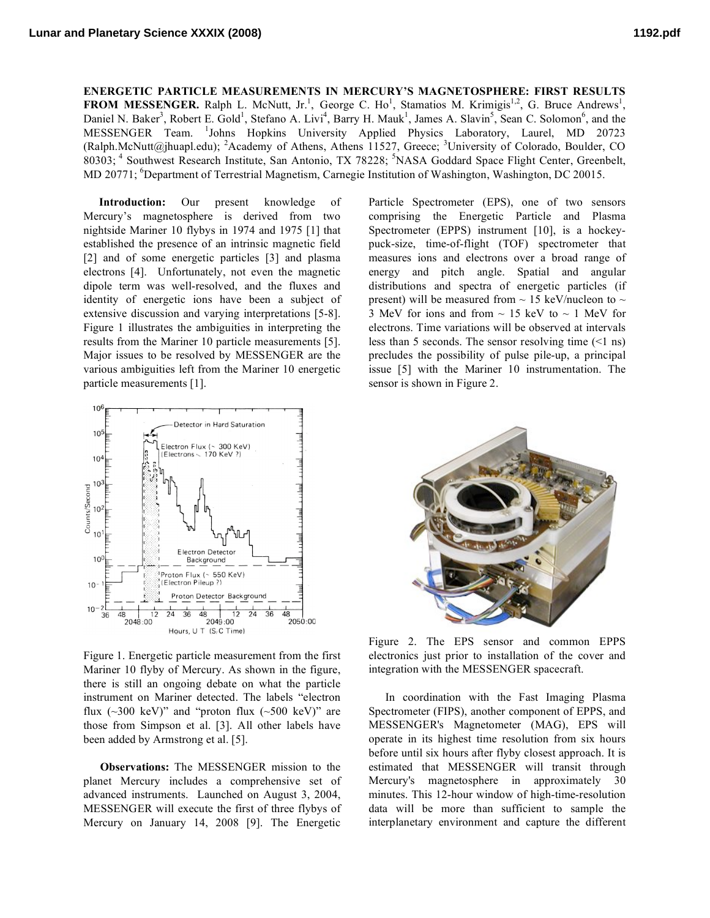**ENERGETIC PARTICLE MEASUREMENTS IN MERCURY'S MAGNETOSPHERE: FIRST RESULTS FROM MESSENGER.** Ralph L. McNutt, Jr.[1], George C. Ho[1], Stamatios M. Krimigis[1,2], G. Bruce Andrews[1], Daniel N. Baker[3], Robert E. Gold[1], Stefano A. Livi[4], Barry H. Mauk[1], James A. Slavin[5], Sean C. Solomon[6], and the MESSENGER Team. [1]Johns Hopkins University Applied Physics Laboratory, Laurel, MD 20723 (Ralph.McNutt@jhuapl.edu); [2]Academy of Athens, Athens 11527, Greece; [3]University of Colorado, Boulder, CO 80303; [4] Southwest Research Institute, San Antonio, TX 78228; [5]NASA Goddard Space Flight Center, Greenbelt, MD 20771; [6]Department of Terrestrial Magnetism, Carnegie Institution of Washington, Washington, DC 20015.

**Introduction:** Our present knowledge of Mercury's magnetosphere is derived from two nightside Mariner 10 flybys in 1974 and 1975 [1] that established the presence of an intrinsic magnetic field [2] and of some energetic particles [3] and plasma electrons [4]. Unfortunately, not even the magnetic dipole term was well-resolved, and the fluxes and identity of energetic ions have been a subject of extensive discussion and varying interpretations [5-8]. Figure 1 illustrates the ambiguities in interpreting the results from the Mariner 10 particle measurements [5]. Major issues to be resolved by MESSENGER are the various ambiguities left from the Mariner 10 energetic particle measurements [1].

Detector in Hard Saturation
Electron Flux (~ 300 KeV)
(Electrons ~ 170 KeV ?)
Electron Detector Background
Proton Flux (~ 550 KeV)
(Electron Pileup ?)
Proton Detector Background
Counts/Second
Hours, U T (S/C Time)

Figure 1. Energetic particle measurement from the first Mariner 10 flyby of Mercury. As shown in the figure, there is still an ongoing debate on what the particle instrument on Mariner detected. The labels "electron flux (~300 keV)" and "proton flux (~500 keV)" are those from Simpson et al. [3]. All other labels have been added by Armstrong et al. [5].

**Observations:** The MESSENGER mission to the planet Mercury includes a comprehensive set of advanced instruments. Launched on August 3, 2004, MESSENGER will execute the first of three flybys of Mercury on January 14, 2008 [9]. The Energetic Particle Spectrometer (EPS), one of two sensors comprising the Energetic Particle and Plasma Spectrometer (EPPS) instrument [10], is a hockey-puck-size, time-of-flight (TOF) spectrometer that measures ions and electrons over a broad range of energy and pitch angle. Spatial and angular distributions and spectra of energetic particles (if present) will be measured from ~ 15 keV/nucleon to ~ 3 MeV for ions and from ~ 15 keV to ~ 1 MeV for electrons. Time variations will be observed at intervals less than 5 seconds. The sensor resolving time (<1 ns) precludes the possibility of pulse pile-up, a principal issue [5] with the Mariner 10 instrumentation. The sensor is shown in Figure 2.

Figure 2. The EPS sensor and common EPPS electronics just prior to installation of the cover and integration with the MESSENGER spacecraft.

In coordination with the Fast Imaging Plasma Spectrometer (FIPS), another component of EPPS, and MESSENGER's Magnetometer (MAG), EPS will operate in its highest time resolution from six hours before until six hours after flyby closest approach. It is estimated that MESSENGER will transit through Mercury's magnetosphere in approximately 30 minutes. This 12-hour window of high-time-resolution data will be more than sufficient to sample the interplanetary environment and capture the different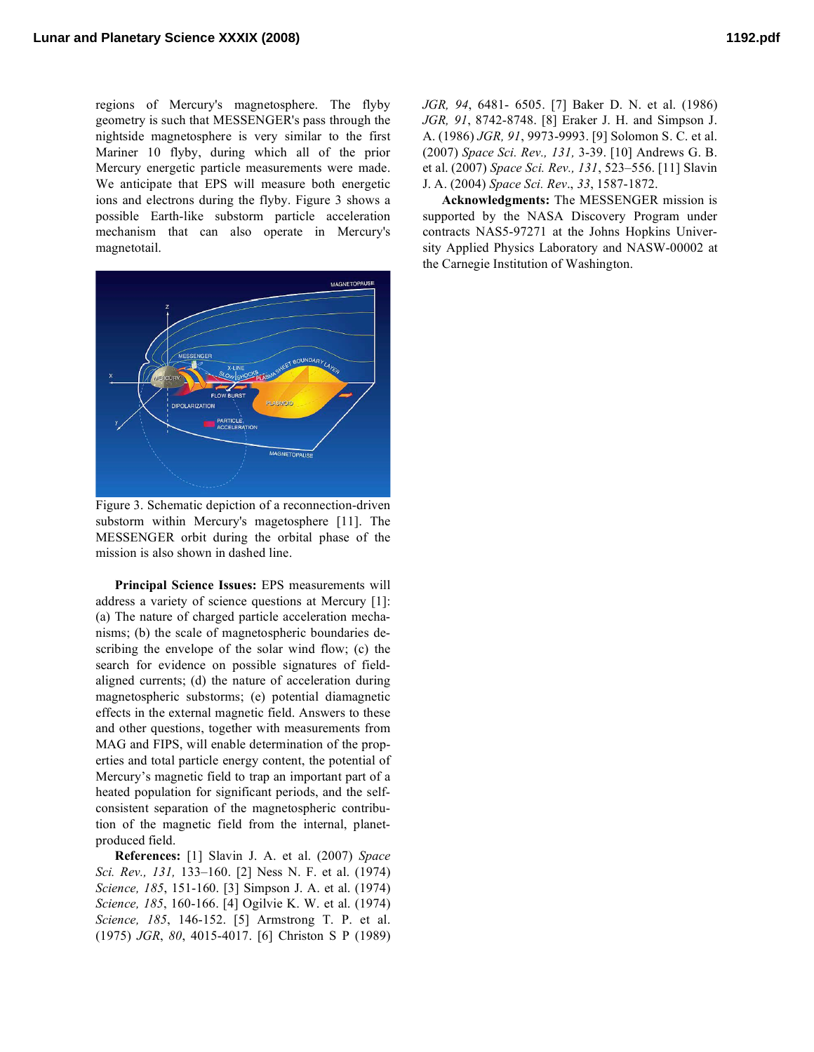regions of Mercury's magnetosphere. The flyby geometry is such that MESSENGER's pass through the nightside magnetosphere is very similar to the first Mariner 10 flyby, during which all of the prior Mercury energetic particle measurements were made. We anticipate that EPS will measure both energetic ions and electrons during the flyby. Figure 3 shows a possible Earth-like substorm particle acceleration mechanism that can also operate in Mercury's magnetotail.

MAGNETOPAUSE
Z
MESSENGER
X-LINE
SLOW SHOCKS
PLASMA SHEET BOUNDARY LAYER
X
MERCURY
FLOW BURST
DIPOLARIZATION
PLASMOID
Y
PARTICLE ACCELERATION
MAGNETOPAUSE

Figure 3. Schematic depiction of a reconnection-driven substorm within Mercury's magetosphere [11]. The MESSENGER orbit during the orbital phase of the mission is also shown in dashed line.

**Principal Science Issues:** EPS measurements will address a variety of science questions at Mercury [1]: (a) The nature of charged particle acceleration mechanisms; (b) the scale of magnetospheric boundaries describing the envelope of the solar wind flow; (c) the search for evidence on possible signatures of field-aligned currents; (d) the nature of acceleration during magnetospheric substorms; (e) potential diamagnetic effects in the external magnetic field. Answers to these and other questions, together with measurements from MAG and FIPS, will enable determination of the properties and total particle energy content, the potential of Mercury's magnetic field to trap an important part of a heated population for significant periods, and the self-consistent separation of the magnetospheric contribution of the magnetic field from the internal, planet-produced field.

**References:** [1] Slavin J. A. et al. (2007) *Space Sci. Rev., 131,* 133–160. [2] Ness N. F. et al. (1974) *Science, 185*, 151-160. [3] Simpson J. A. et al. (1974) *Science, 185*, 160-166. [4] Ogilvie K. W. et al. (1974) *Science, 185*, 146-152. [5] Armstrong T. P. et al. (1975) *JGR*, *80*, 4015-4017. [6] Christon S P (1989) *JGR, 94*, 6481- 6505. [7] Baker D. N. et al. (1986) *JGR, 91*, 8742-8748. [8] Eraker J. H. and Simpson J. A. (1986) *JGR, 91*, 9973-9993. [9] Solomon S. C. et al. (2007) *Space Sci. Rev., 131,* 3-39. [10] Andrews G. B. et al. (2007) *Space Sci. Rev., 131*, 523–556. [11] Slavin J. A. (2004) *Space Sci. Rev*., *33*, 1587-1872.

**Acknowledgments:** The MESSENGER mission is supported by the NASA Discovery Program under contracts NAS5-97271 at the Johns Hopkins University Applied Physics Laboratory and NASW-00002 at the Carnegie Institution of Washington.